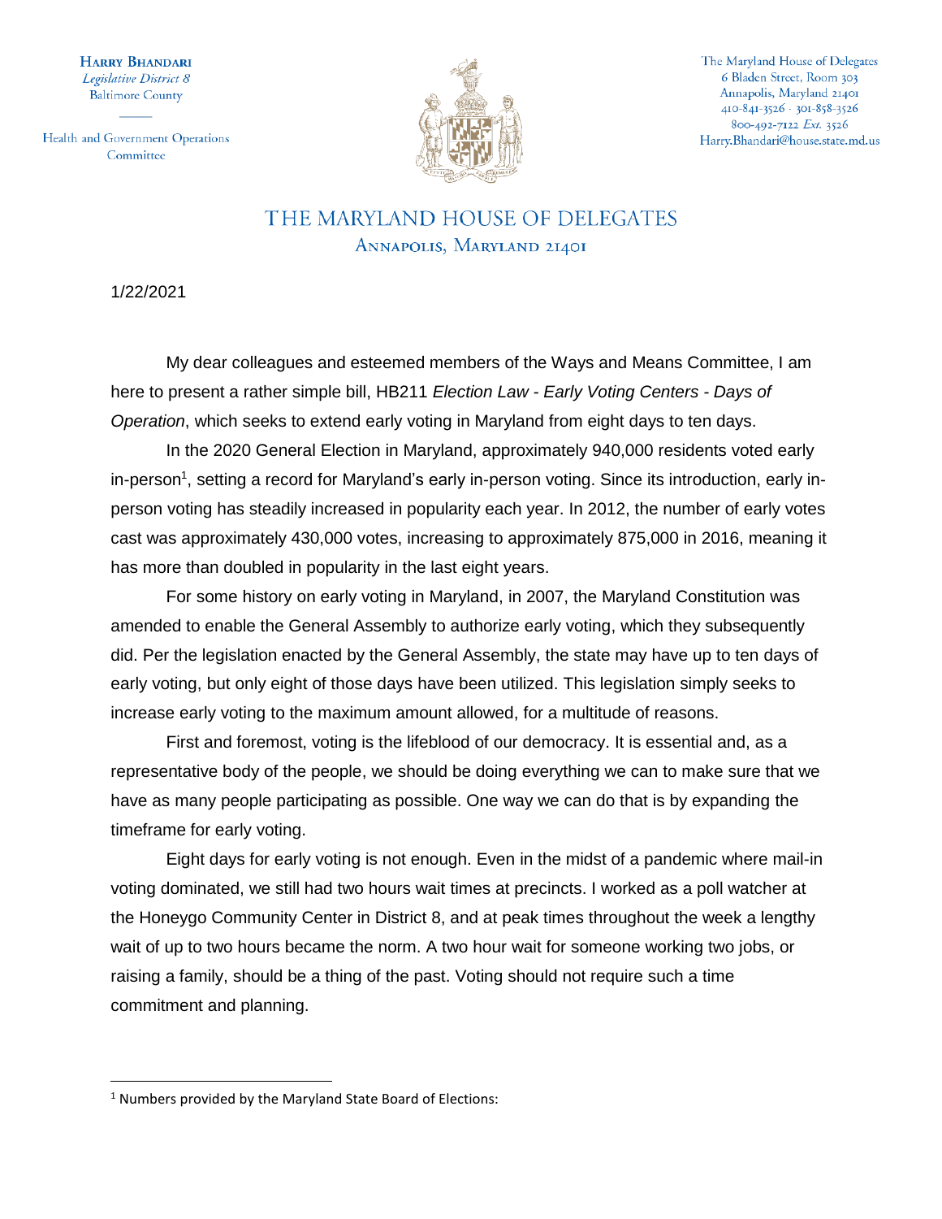**Harry Bhandari**
*Legislative District 8*
Baltimore County

Health and Government Operations Committee

The Maryland House of Delegates
6 Bladen Street, Room 303
Annapolis, Maryland 21401
410-841-3526 · 301-858-3526
800-492-7122 *Ext.* 3526
Harry.Bhandari@house.state.md.us

# THE MARYLAND HOUSE OF DELEGATES

Annapolis, Maryland 21401

1/22/2021

My dear colleagues and esteemed members of the Ways and Means Committee, I am here to present a rather simple bill, HB211 *Election Law - Early Voting Centers - Days of Operation*, which seeks to extend early voting in Maryland from eight days to ten days.

In the 2020 General Election in Maryland, approximately 940,000 residents voted early in-person[1], setting a record for Maryland's early in-person voting. Since its introduction, early in-person voting has steadily increased in popularity each year. In 2012, the number of early votes cast was approximately 430,000 votes, increasing to approximately 875,000 in 2016, meaning it has more than doubled in popularity in the last eight years.

For some history on early voting in Maryland, in 2007, the Maryland Constitution was amended to enable the General Assembly to authorize early voting, which they subsequently did. Per the legislation enacted by the General Assembly, the state may have up to ten days of early voting, but only eight of those days have been utilized. This legislation simply seeks to increase early voting to the maximum amount allowed, for a multitude of reasons.

First and foremost, voting is the lifeblood of our democracy. It is essential and, as a representative body of the people, we should be doing everything we can to make sure that we have as many people participating as possible. One way we can do that is by expanding the timeframe for early voting.

Eight days for early voting is not enough. Even in the midst of a pandemic where mail-in voting dominated, we still had two hours wait times at precincts. I worked as a poll watcher at the Honeygo Community Center in District 8, and at peak times throughout the week a lengthy wait of up to two hours became the norm. A two hour wait for someone working two jobs, or raising a family, should be a thing of the past. Voting should not require such a time commitment and planning.

---

[1] Numbers provided by the Maryland State Board of Elections: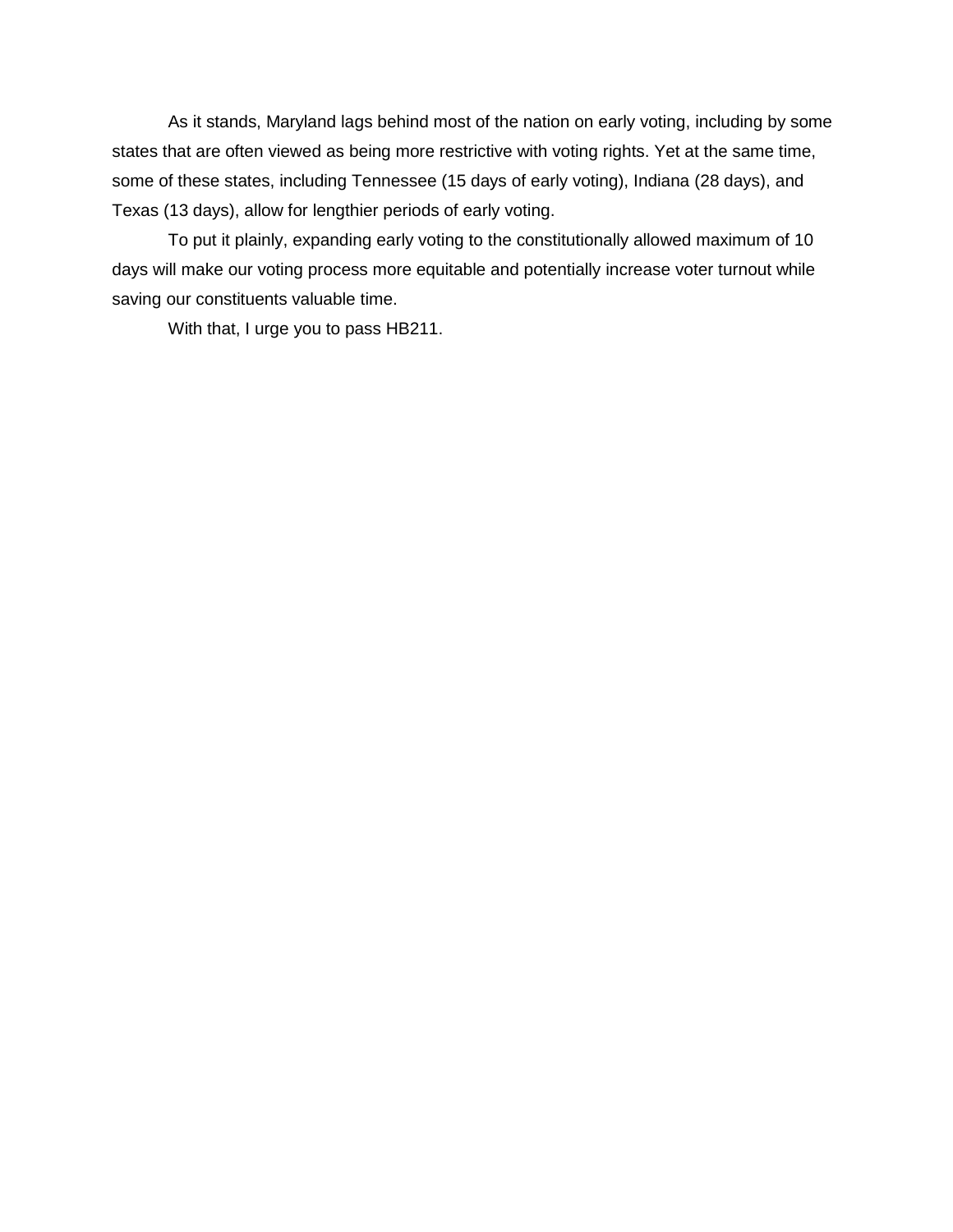As it stands, Maryland lags behind most of the nation on early voting, including by some states that are often viewed as being more restrictive with voting rights. Yet at the same time, some of these states, including Tennessee (15 days of early voting), Indiana (28 days), and Texas (13 days), allow for lengthier periods of early voting.

To put it plainly, expanding early voting to the constitutionally allowed maximum of 10 days will make our voting process more equitable and potentially increase voter turnout while saving our constituents valuable time.

With that, I urge you to pass HB211.